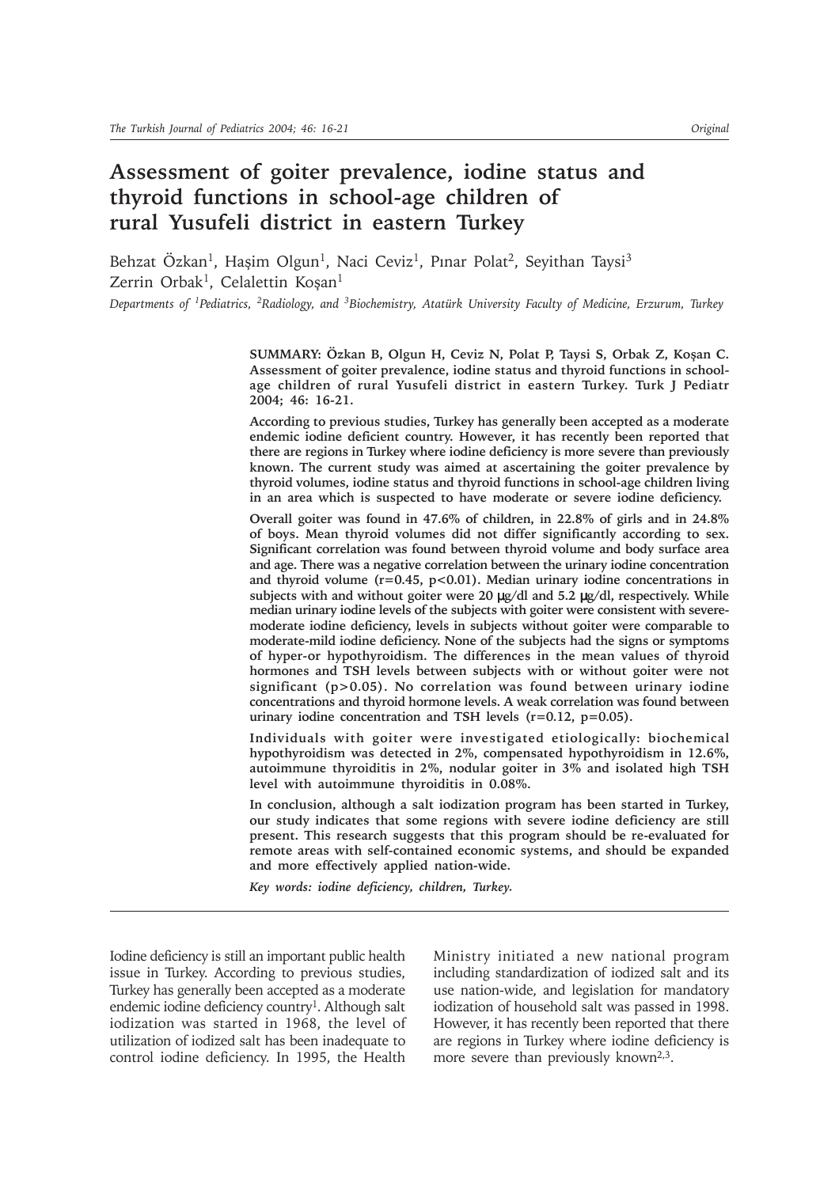# Assessment of goiter prevalence, iodine status and thyroid functions in school-age children of rural Yusufeli district in eastern Turkey

Behzat Özkan[1], Haşim Olgun[1], Naci Ceviz[1], Pınar Polat[2], Seyithan Taysi[3] Zerrin Orbak[1], Celalettin Koşan[1]

*Departments of [1]Pediatrics, [2]Radiology, and [3]Biochemistry, Atatürk University Faculty of Medicine, Erzurum, Turkey*

**SUMMARY: Özkan B, Olgun H, Ceviz N, Polat P, Taysi S, Orbak Z, Koşan C. Assessment of goiter prevalence, iodine status and thyroid functions in school-age children of rural Yusufeli district in eastern Turkey. Turk J Pediatr 2004; 46: 16-21.**

**According to previous studies, Turkey has generally been accepted as a moderate endemic iodine deficient country. However, it has recently been reported that there are regions in Turkey where iodine deficiency is more severe than previously known. The current study was aimed at ascertaining the goiter prevalence by thyroid volumes, iodine status and thyroid functions in school-age children living in an area which is suspected to have moderate or severe iodine deficiency.**

**Overall goiter was found in 47.6% of children, in 22.8% of girls and in 24.8% of boys. Mean thyroid volumes did not differ significantly according to sex. Significant correlation was found between thyroid volume and body surface area and age. There was a negative correlation between the urinary iodine concentration and thyroid volume ($r=0.45$, $p<0.01$). Median urinary iodine concentrations in subjects with and without goiter were 20 μg/dl and 5.2 μg/dl, respectively. While median urinary iodine levels of the subjects with goiter were consistent with severe-moderate iodine deficiency, levels in subjects without goiter were comparable to moderate-mild iodine deficiency. None of the subjects had the signs or symptoms of hyper-or hypothyroidism. The differences in the mean values of thyroid hormones and TSH levels between subjects with or without goiter were not significant ($p>0.05$). No correlation was found between urinary iodine concentrations and thyroid hormone levels. A weak correlation was found between urinary iodine concentration and TSH levels ($r=0.12$, $p=0.05$).**

**Individuals with goiter were investigated etiologically: biochemical hypothyroidism was detected in 2%, compensated hypothyroidism in 12.6%, autoimmune thyroiditis in 2%, nodular goiter in 3% and isolated high TSH level with autoimmune thyroiditis in 0.08%.**

**In conclusion, although a salt iodization program has been started in Turkey, our study indicates that some regions with severe iodine deficiency are still present. This research suggests that this program should be re-evaluated for remote areas with self-contained economic systems, and should be expanded and more effectively applied nation-wide.**

***Key words: iodine deficiency, children, Turkey.***

Iodine deficiency is still an important public health issue in Turkey. According to previous studies, Turkey has generally been accepted as a moderate endemic iodine deficiency country[1]. Although salt iodization was started in 1968, the level of utilization of iodized salt has been inadequate to control iodine deficiency. In 1995, the Health Ministry initiated a new national program including standardization of iodized salt and its use nation-wide, and legislation for mandatory iodization of household salt was passed in 1998. However, it has recently been reported that there are regions in Turkey where iodine deficiency is more severe than previously known[2,3].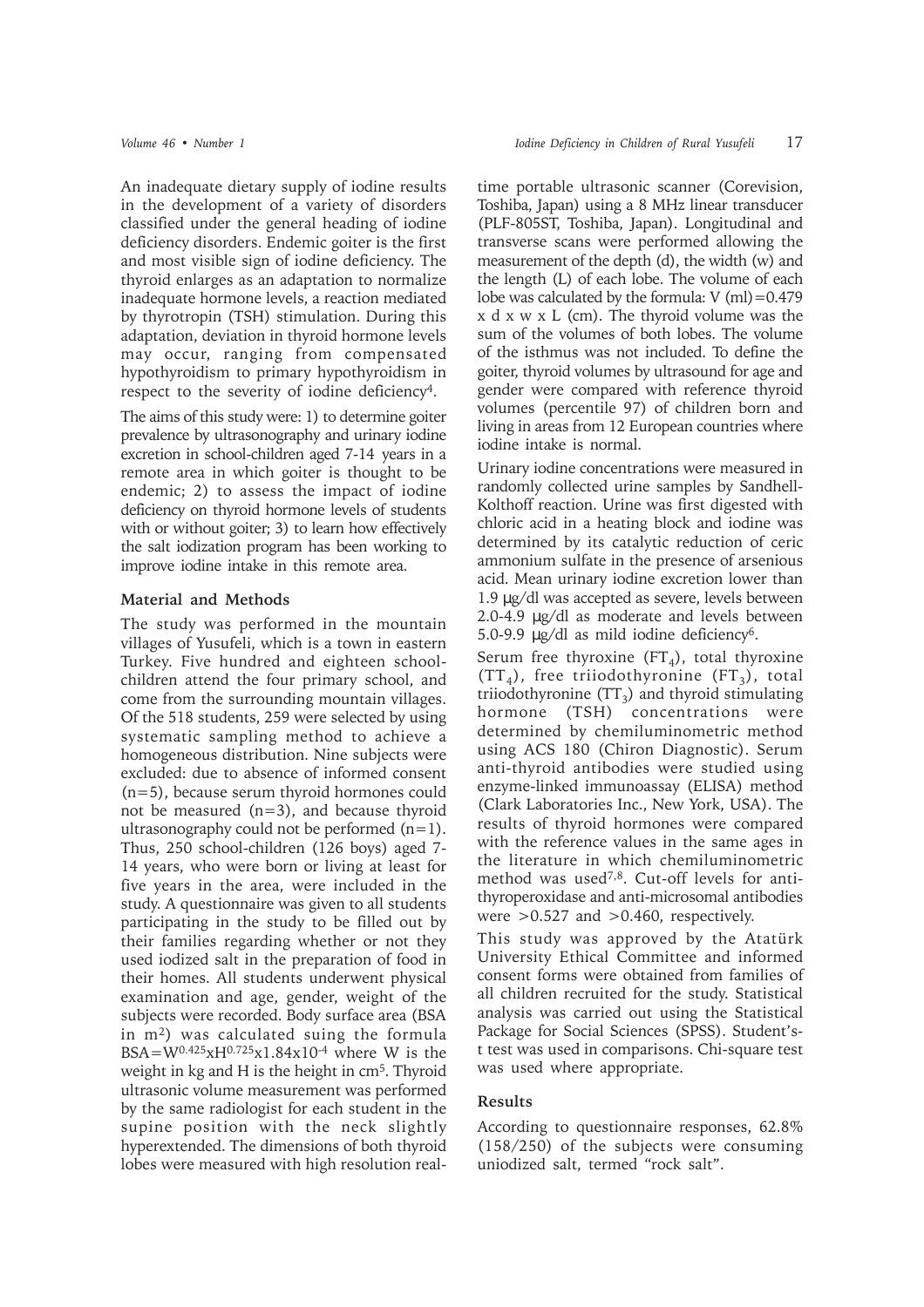An inadequate dietary supply of iodine results in the development of a variety of disorders classified under the general heading of iodine deficiency disorders. Endemic goiter is the first and most visible sign of iodine deficiency. The thyroid enlarges as an adaptation to normalize inadequate hormone levels, a reaction mediated by thyrotropin (TSH) stimulation. During this adaptation, deviation in thyroid hormone levels may occur, ranging from compensated hypothyroidism to primary hypothyroidism in respect to the severity of iodine deficiency[4].

The aims of this study were: 1) to determine goiter prevalence by ultrasonography and urinary iodine excretion in school-children aged 7-14 years in a remote area in which goiter is thought to be endemic; 2) to assess the impact of iodine deficiency on thyroid hormone levels of students with or without goiter; 3) to learn how effectively the salt iodization program has been working to improve iodine intake in this remote area.

## Material and Methods

The study was performed in the mountain villages of Yusufeli, which is a town in eastern Turkey. Five hundred and eighteen school-children attend the four primary school, and come from the surrounding mountain villages. Of the 518 students, 259 were selected by using systematic sampling method to achieve a homogeneous distribution. Nine subjects were excluded: due to absence of informed consent (n=5), because serum thyroid hormones could not be measured (n=3), and because thyroid ultrasonography could not be performed (n=1). Thus, 250 school-children (126 boys) aged 7-14 years, who were born or living at least for five years in the area, were included in the study. A questionnaire was given to all students participating in the study to be filled out by their families regarding whether or not they used iodized salt in the preparation of food in their homes. All students underwent physical examination and age, gender, weight of the subjects were recorded. Body surface area (BSA in $m^2$) was calculated suing the formula $BSA = W^{0.425} x H^{0.725} x 1.84 x 10^{-4}$ where W is the weight in kg and H is the height in cm[5]. Thyroid ultrasonic volume measurement was performed by the same radiologist for each student in the supine position with the neck slightly hyperextended. The dimensions of both thyroid lobes were measured with high resolution real-time portable ultrasonic scanner (Corevision, Toshiba, Japan) using a 8 MHz linear transducer (PLF-805ST, Toshiba, Japan). Longitudinal and transverse scans were performed allowing the measurement of the depth (d), the width (w) and the length (L) of each lobe. The volume of each lobe was calculated by the formula: V (ml)=0.479 x d x w x L (cm). The thyroid volume was the sum of the volumes of both lobes. The volume of the isthmus was not included. To define the goiter, thyroid volumes by ultrasound for age and gender were compared with reference thyroid volumes (percentile 97) of children born and living in areas from 12 European countries where iodine intake is normal.

Urinary iodine concentrations were measured in randomly collected urine samples by Sandhell-Kolthoff reaction. Urine was first digested with chloric acid in a heating block and iodine was determined by its catalytic reduction of ceric ammonium sulfate in the presence of arsenious acid. Mean urinary iodine excretion lower than 1.9 μg/dl was accepted as severe, levels between 2.0-4.9 μg/dl as moderate and levels between 5.0-9.9 μg/dl as mild iodine deficiency[6].

Serum free thyroxine ($FT_4$), total thyroxine ($TT_4$), free triiodothyronine ($FT_3$), total triiodothyronine ($TT_3$) and thyroid stimulating hormone (TSH) concentrations were determined by chemiluminometric method using ACS 180 (Chiron Diagnostic). Serum anti-thyroid antibodies were studied using enzyme-linked immunoassay (ELISA) method (Clark Laboratories Inc., New York, USA). The results of thyroid hormones were compared with the reference values in the same ages in the literature in which chemiluminometric method was used[7,8]. Cut-off levels for anti-thyroperoxidase and anti-microsomal antibodies were >0.527 and >0.460, respectively.

This study was approved by the Atatürk University Ethical Committee and informed consent forms were obtained from families of all children recruited for the study. Statistical analysis was carried out using the Statistical Package for Social Sciences (SPSS). Student's-t test was used in comparisons. Chi-square test was used where appropriate.

## Results

According to questionnaire responses, 62.8% (158/250) of the subjects were consuming uniodized salt, termed "rock salt".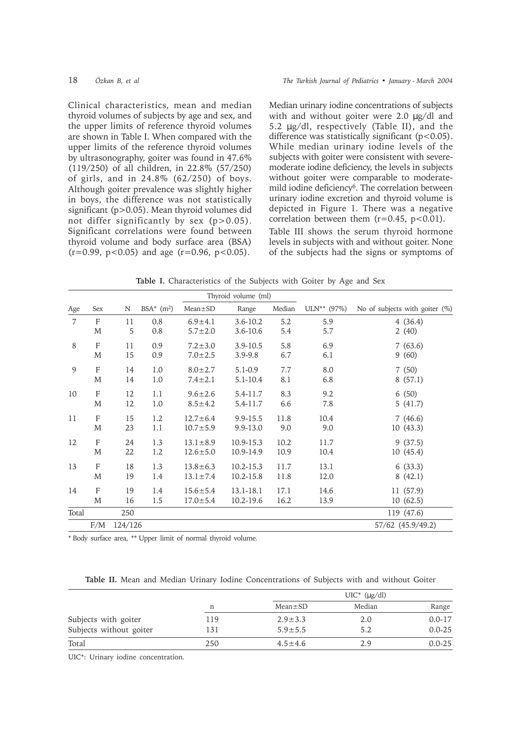Clinical characteristics, mean and median thyroid volumes of subjects by age and sex, and the upper limits of reference thyroid volumes are shown in Table I. When compared with the upper limits of the reference thyroid volumes by ultrasonography, goiter was found in 47.6% (119/250) of all children, in 22.8% (57/250) of girls, and in 24.8% (62/250) of boys. Although goiter prevalence was slightly higher in boys, the difference was not statistically significant ($p>0.05$). Mean thyroid volumes did not differ significantly by sex ($p>0.05$). Significant correlations were found between thyroid volume and body surface area (BSA) ($r=0.99$, $p<0.05$) and age ($r=0.96$, $p<0.05$).

Median urinary iodine concentrations of subjects with and without goiter were 2.0 μg/dl and 5.2 μg/dl, respectively (Table II), and the difference was statistically significant ($p<0.05$). While median urinary iodine levels of the subjects with goiter were consistent with severe-moderate iodine deficiency, the levels in subjects without goiter were comparable to moderate-mild iodine deficiency[6]. The correlation between urinary iodine excretion and thyroid volume is depicted in Figure 1. There was a negative correlation between them ($r=0.45$, $p<0.01$).

Table III shows the serum thyroid hormone levels in subjects with and without goiter. None of the subjects had the signs or symptoms of

**Table I.** Characteristics of the Subjects with Goiter by Age and Sex

| Age | Sex | N | BSA* ($m^2$) | Thyroid volume (ml) Mean±SD | Range | Median | ULN** (97%) | No of subjects with goiter (%) |
|---|---|---|---|---|---|---|---|---|
| 7 | F | 11 | 0.8 | 6.9±4.1 | 3.6-10.2 | 5.2 | 5.9 | 4 (36.4) |
| | M | 5 | 0.8 | 5.7±2.0 | 3.6-10.6 | 5.4 | 5.7 | 2 (40) |
| 8 | F | 11 | 0.9 | 7.2±3.0 | 3.9-10.5 | 5.8 | 6.9 | 7 (63.6) |
| | M | 15 | 0.9 | 7.0±2.5 | 3.9-9.8 | 6.7 | 6.1 | 9 (60) |
| 9 | F | 14 | 1.0 | 8.0±2.7 | 5.1-0.9 | 7.7 | 8.0 | 7 (50) |
| | M | 14 | 1.0 | 7.4±2.1 | 5.1-10.4 | 8.1 | 6.8 | 8 (57.1) |
| 10 | F | 12 | 1.1 | 9.6±2.6 | 5.4-11.7 | 8.3 | 9.2 | 6 (50) |
| | M | 12 | 1.0 | 8.5±4.2 | 5.4-11.7 | 6.6 | 7.8 | 5 (41.7) |
| 11 | F | 15 | 1.2 | 12.7±6.4 | 9.9-15.5 | 11.8 | 10.4 | 7 (46.6) |
| | M | 23 | 1.1 | 10.7±5.9 | 9.9-13.0 | 9.0 | 9.0 | 10 (43.3) |
| 12 | F | 24 | 1.3 | 13.1±8.9 | 10.9-15.3 | 10.2 | 11.7 | 9 (37.5) |
| | M | 22 | 1.2 | 12.6±5.0 | 10.9-14.9 | 10.9 | 10.4 | 10 (45.4) |
| 13 | F | 18 | 1.3 | 13.8±6.3 | 10.2-15.3 | 11.7 | 13.1 | 6 (33.3) |
| | M | 19 | 1.4 | 13.1±7.4 | 10.2-15.8 | 11.8 | 12.0 | 8 (42.1) |
| 14 | F | 19 | 1.4 | 15.6±5.4 | 13.1-18.1 | 17.1 | 14.6 | 11 (57.9) |
| | M | 16 | 1.5 | 17.0±5.4 | 10.2-19.6 | 16.2 | 13.9 | 10 (62.5) |
| Total | | 250 | | | | | | 119 (47.6) |
| | F/M | 124/126 | | | | | | 57/62 (45.9/49.2) |

\* Body surface area, ** Upper limit of normal thyroid volume.

**Table II.** Mean and Median Urinary Iodine Concentrations of Subjects with and without Goiter

| | n | UIC* (μg/dl) Mean±SD | Median | Range |
|---|---|---|---|---|
| Subjects with goiter | 119 | 2.9±3.3 | 2.0 | 0.0-17 |
| Subjects without goiter | 131 | 5.9±5.5 | 5.2 | 0.0-25 |
| Total | 250 | 4.5±4.6 | 2.9 | 0.0-25 |

UIC*: Urinary iodine concentration.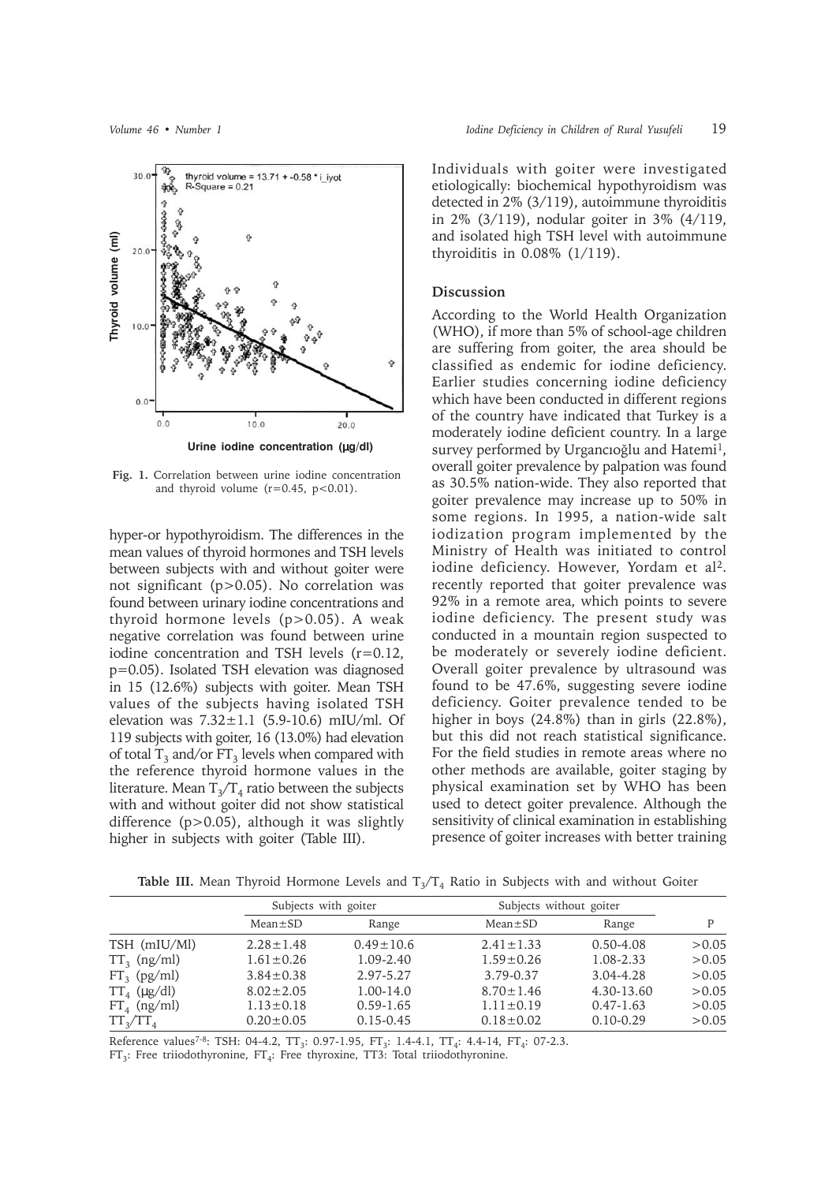Fig. 1. Correlation between urine iodine concentration and thyroid volume ($r=0.45$, $p<0.01$).

hyper-or hypothyroidism. The differences in the mean values of thyroid hormones and TSH levels between subjects with and without goiter were not significant ($p>0.05$). No correlation was found between urinary iodine concentrations and thyroid hormone levels ($p>0.05$). A weak negative correlation was found between urine iodine concentration and TSH levels ($r=0.12$, $p=0.05$). Isolated TSH elevation was diagnosed in 15 (12.6%) subjects with goiter. Mean TSH values of the subjects having isolated TSH elevation was $7.32\pm1.1$ (5.9-10.6) mIU/ml. Of 119 subjects with goiter, 16 (13.0%) had elevation of total $T_3$ and/or $FT_3$ levels when compared with the reference thyroid hormone values in the literature. Mean $T_3/T_4$ ratio between the subjects with and without goiter did not show statistical difference ($p>0.05$), although it was slightly higher in subjects with goiter (Table III).

Individuals with goiter were investigated etiologically: biochemical hypothyroidism was detected in 2% (3/119), autoimmune thyroiditis in 2% (3/119), nodular goiter in 3% (4/119, and isolated high TSH level with autoimmune thyroiditis in 0.08% (1/119).

## Discussion

According to the World Health Organization (WHO), if more than 5% of school-age children are suffering from goiter, the area should be classified as endemic for iodine deficiency. Earlier studies concerning iodine deficiency which have been conducted in different regions of the country have indicated that Turkey is a moderately iodine deficient country. In a large survey performed by Urgancıoğlu and Hatemi[1], overall goiter prevalence by palpation was found as 30.5% nation-wide. They also reported that goiter prevalence may increase up to 50% in some regions. In 1995, a nation-wide salt iodization program implemented by the Ministry of Health was initiated to control iodine deficiency. However, Yordam et al[2]. recently reported that goiter prevalence was 92% in a remote area, which points to severe iodine deficiency. The present study was conducted in a mountain region suspected to be moderately or severely iodine deficient. Overall goiter prevalence by ultrasound was found to be 47.6%, suggesting severe iodine deficiency. Goiter prevalence tended to be higher in boys (24.8%) than in girls (22.8%), but this did not reach statistical significance. For the field studies in remote areas where no other methods are available, goiter staging by physical examination set by WHO has been used to detect goiter prevalence. Although the sensitivity of clinical examination in establishing presence of goiter increases with better training

**Table III.** Mean Thyroid Hormone Levels and $T_3/T_4$ Ratio in Subjects with and without Goiter

| | Subjects with goiter | | Subjects without goiter | | |
|---|---|---|---|---|---|
| | Mean±SD | Range | Mean±SD | Range | P |
| TSH (mIU/Ml) | 2.28±1.48 | 0.49±10.6 | 2.41±1.33 | 0.50-4.08 | >0.05 |
| $TT_3$ (ng/ml) | 1.61±0.26 | 1.09-2.40 | 1.59±0.26 | 1.08-2.33 | >0.05 |
| $FT_3$ (pg/ml) | 3.84±0.38 | 2.97-5.27 | 3.79-0.37 | 3.04-4.28 | >0.05 |
| $TT_4$ (μg/dl) | 8.02±2.05 | 1.00-14.0 | 8.70±1.46 | 4.30-13.60 | >0.05 |
| $FT_4$ (ng/ml) | 1.13±0.18 | 0.59-1.65 | 1.11±0.19 | 0.47-1.63 | >0.05 |
| $TT_3/TT_4$ | 0.20±0.05 | 0.15-0.45 | 0.18±0.02 | 0.10-0.29 | >0.05 |

Reference values[7-8]: TSH: 04-4.2, $TT_3$: 0.97-1.95, $FT_3$: 1.4-4.1, $TT_4$: 4.4-14, $FT_4$: 07-2.3.
$FT_3$: Free triiodothyronine, $FT_4$: Free thyroxine, TT3: Total triiodothyronine.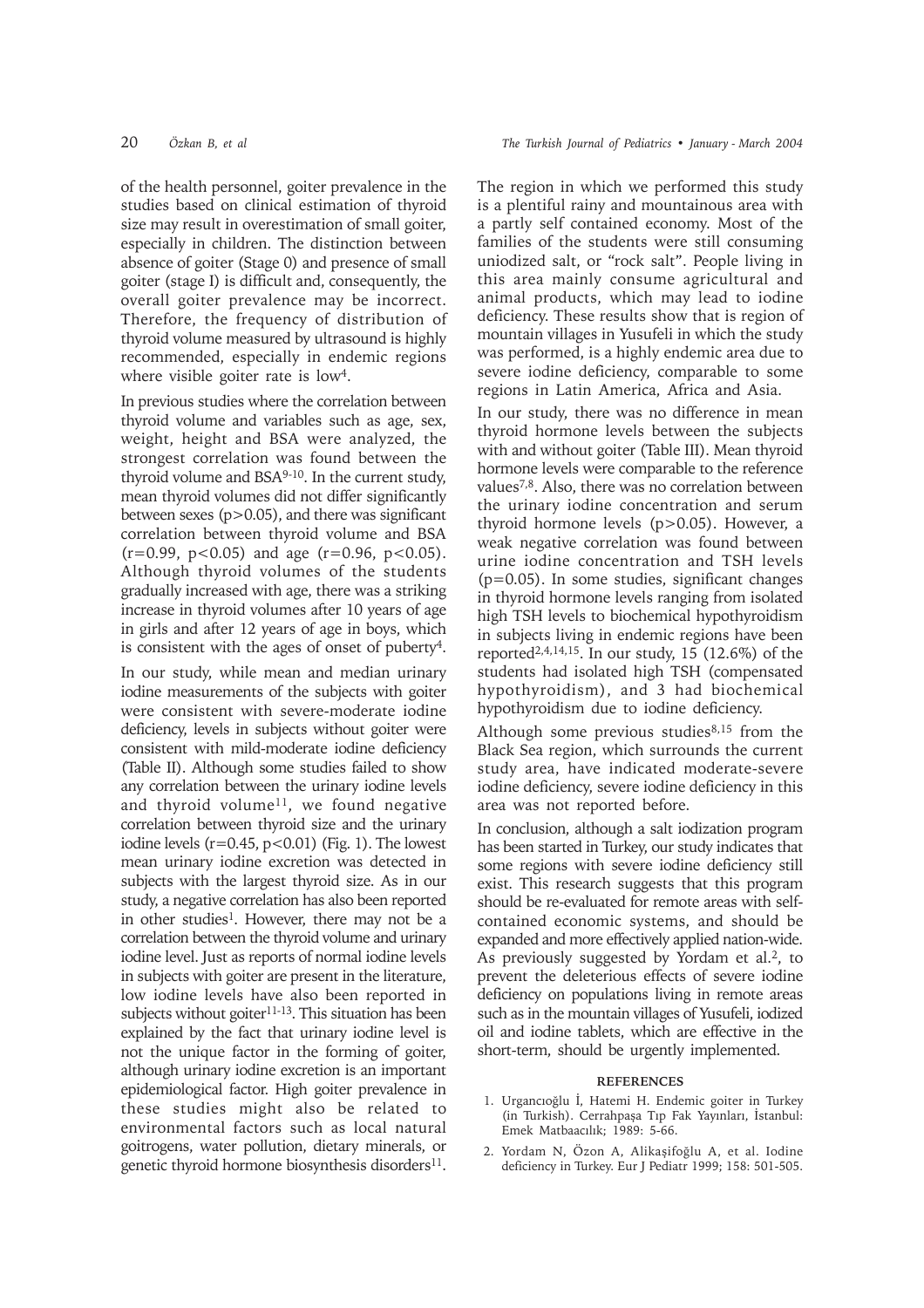of the health personnel, goiter prevalence in the studies based on clinical estimation of thyroid size may result in overestimation of small goiter, especially in children. The distinction between absence of goiter (Stage 0) and presence of small goiter (stage I) is difficult and, consequently, the overall goiter prevalence may be incorrect. Therefore, the frequency of distribution of thyroid volume measured by ultrasound is highly recommended, especially in endemic regions where visible goiter rate is low[4].

In previous studies where the correlation between thyroid volume and variables such as age, sex, weight, height and BSA were analyzed, the strongest correlation was found between the thyroid volume and BSA[9-10]. In the current study, mean thyroid volumes did not differ significantly between sexes ($p>0.05$), and there was significant correlation between thyroid volume and BSA ($r=0.99$, $p<0.05$) and age ($r=0.96$, $p<0.05$). Although thyroid volumes of the students gradually increased with age, there was a striking increase in thyroid volumes after 10 years of age in girls and after 12 years of age in boys, which is consistent with the ages of onset of puberty[4].

In our study, while mean and median urinary iodine measurements of the subjects with goiter were consistent with severe-moderate iodine deficiency, levels in subjects without goiter were consistent with mild-moderate iodine deficiency (Table II). Although some studies failed to show any correlation between the urinary iodine levels and thyroid volume[11], we found negative correlation between thyroid size and the urinary iodine levels ($r=0.45$, $p<0.01$) (Fig. 1). The lowest mean urinary iodine excretion was detected in subjects with the largest thyroid size. As in our study, a negative correlation has also been reported in other studies[1]. However, there may not be a correlation between the thyroid volume and urinary iodine level. Just as reports of normal iodine levels in subjects with goiter are present in the literature, low iodine levels have also been reported in subjects without goiter[11-13]. This situation has been explained by the fact that urinary iodine level is not the unique factor in the forming of goiter, although urinary iodine excretion is an important epidemiological factor. High goiter prevalence in these studies might also be related to environmental factors such as local natural goitrogens, water pollution, dietary minerals, or genetic thyroid hormone biosynthesis disorders[11].

The region in which we performed this study is a plentiful rainy and mountainous area with a partly self contained economy. Most of the families of the students were still consuming uniodized salt, or "rock salt". People living in this area mainly consume agricultural and animal products, which may lead to iodine deficiency. These results show that is region of mountain villages in Yusufeli in which the study was performed, is a highly endemic area due to severe iodine deficiency, comparable to some regions in Latin America, Africa and Asia.

In our study, there was no difference in mean thyroid hormone levels between the subjects with and without goiter (Table III). Mean thyroid hormone levels were comparable to the reference values[7,8]. Also, there was no correlation between the urinary iodine concentration and serum thyroid hormone levels ($p>0.05$). However, a weak negative correlation was found between urine iodine concentration and TSH levels ($p=0.05$). In some studies, significant changes in thyroid hormone levels ranging from isolated high TSH levels to biochemical hypothyroidism in subjects living in endemic regions have been reported[2,4,14,15]. In our study, 15 (12.6%) of the students had isolated high TSH (compensated hypothyroidism), and 3 had biochemical hypothyroidism due to iodine deficiency.

Although some previous studies[8,15] from the Black Sea region, which surrounds the current study area, have indicated moderate-severe iodine deficiency, severe iodine deficiency in this area was not reported before.

In conclusion, although a salt iodization program has been started in Turkey, our study indicates that some regions with severe iodine deficiency still exist. This research suggests that this program should be re-evaluated for remote areas with self-contained economic systems, and should be expanded and more effectively applied nation-wide. As previously suggested by Yordam et al.[2], to prevent the deleterious effects of severe iodine deficiency on populations living in remote areas such as in the mountain villages of Yusufeli, iodized oil and iodine tablets, which are effective in the short-term, should be urgently implemented.

## REFERENCES

1. Urgancıoğlu İ, Hatemi H. Endemic goiter in Turkey (in Turkish). Cerrahpaşa Tıp Fak Yayınları, İstanbul: Emek Matbaacılık; 1989: 5-66.
2. Yordam N, Özon A, Alikaşifoğlu A, et al. Iodine deficiency in Turkey. Eur J Pediatr 1999; 158: 501-505.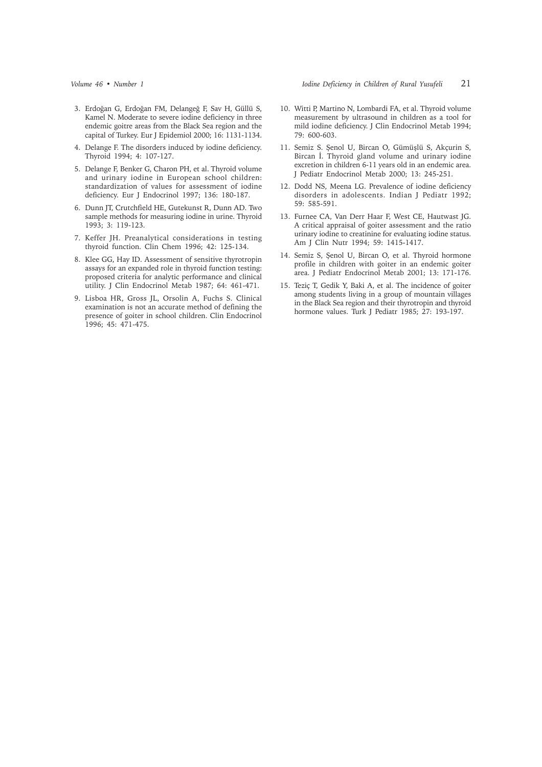3. Erdoğan G, Erdoğan FM, Delangeğ F, Sav H, Güllü S, Kamel N. Moderate to severe iodine deficiency in three endemic goitre areas from the Black Sea region and the capital of Turkey. Eur J Epidemiol 2000; 16: 1131-1134.
4. Delange F. The disorders induced by iodine deficiency. Thyroid 1994; 4: 107-127.
5. Delange F, Benker G, Charon PH, et al. Thyroid volume and urinary iodine in European school children: standardization of values for assessment of iodine deficiency. Eur J Endocrinol 1997; 136: 180-187.
6. Dunn JT, Crutchfield HE, Gutekunst R, Dunn AD. Two sample methods for measuring iodine in urine. Thyroid 1993; 3: 119-123.
7. Keffer JH. Preanalytical considerations in testing thyroid function. Clin Chem 1996; 42: 125-134.
8. Klee GG, Hay ID. Assessment of sensitive thyrotropin assays for an expanded role in thyroid function testing: proposed criteria for analytic performance and clinical utility. J Clin Endocrinol Metab 1987; 64: 461-471.
9. Lisboa HR, Gross JL, Orsolin A, Fuchs S. Clinical examination is not an accurate method of defining the presence of goiter in school children. Clin Endocrinol 1996; 45: 471-475.
10. Witti P, Martino N, Lombardi FA, et al. Thyroid volume measurement by ultrasound in children as a tool for mild iodine deficiency. J Clin Endocrinol Metab 1994; 79: 600-603.
11. Semiz S. Şenol U, Bircan O, Gümüşlü S, Akçurin S, Bircan İ. Thyroid gland volume and urinary iodine excretion in children 6-11 years old in an endemic area. J Pediatr Endocrinol Metab 2000; 13: 245-251.
12. Dodd NS, Meena LG. Prevalence of iodine deficiency disorders in adolescents. Indian J Pediatr 1992; 59: 585-591.
13. Furnee CA, Van Derr Haar F, West CE, Hautwast JG. A critical appraisal of goiter assessment and the ratio urinary iodine to creatinine for evaluating iodine status. Am J Clin Nutr 1994; 59: 1415-1417.
14. Semiz S, Şenol U, Bircan O, et al. Thyroid hormone profile in children with goiter in an endemic goiter area. J Pediatr Endocrinol Metab 2001; 13: 171-176.
15. Teziç T, Gedik Y, Baki A, et al. The incidence of goiter among students living in a group of mountain villages in the Black Sea region and their thyrotropin and thyroid hormone values. Turk J Pediatr 1985; 27: 193-197.